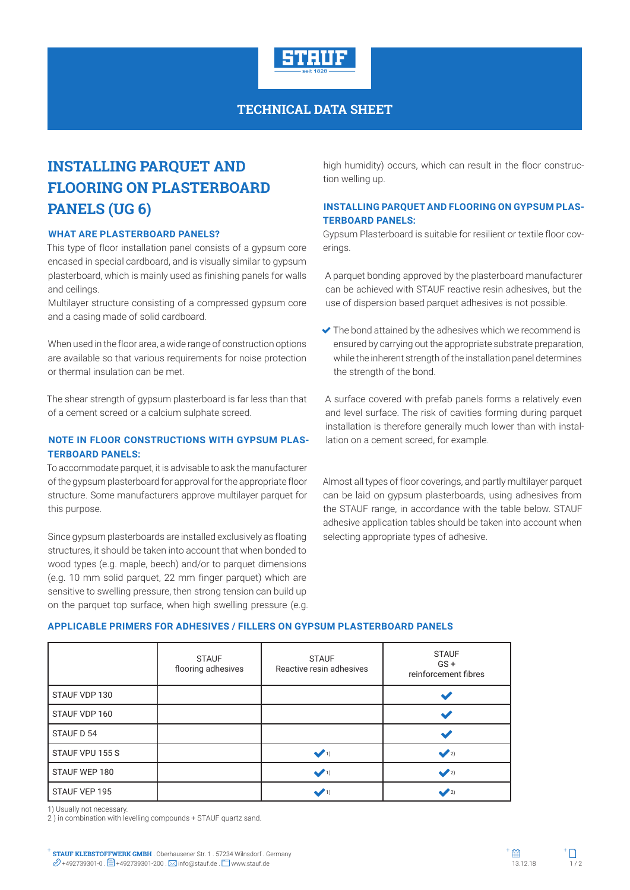TECHNICAL DATA SHEET

# INSTALLING PARQUET AND FLOORING ON PLASTERBOARD PANELS (UG 6)

### WHAT ARE PLASTERBOARD PANELS?

This type of floor installation panel consists of a gypsum core encased in special cardboard, and is visually similar to gypsum plasterboard, which is mainly used as finishing panels for walls and ceilings.
Multilayer structure consisting of a compressed gypsum core and a casing made of solid cardboard.

When used in the floor area, a wide range of construction options are available so that various requirements for noise protection or thermal insulation can be met.

The shear strength of gypsum plasterboard is far less than that of a cement screed or a calcium sulphate screed.

### NOTE IN FLOOR CONSTRUCTIONS WITH GYPSUM PLASTERBOARD PANELS:

To accommodate parquet, it is advisable to ask the manufacturer of the gypsum plasterboard for approval for the appropriate floor structure. Some manufacturers approve multilayer parquet for this purpose.

Since gypsum plasterboards are installed exclusively as floating structures, it should be taken into account that when bonded to wood types (e.g. maple, beech) and/or to parquet dimensions (e.g. 10 mm solid parquet, 22 mm finger parquet) which are sensitive to swelling pressure, then strong tension can build up on the parquet top surface, when high swelling pressure (e.g. high humidity) occurs, which can result in the floor construction welling up.

### INSTALLING PARQUET AND FLOORING ON GYPSUM PLASTERBOARD PANELS:

Gypsum Plasterboard is suitable for resilient or textile floor coverings.

A parquet bonding approved by the plasterboard manufacturer can be achieved with STAUF reactive resin adhesives, but the use of dispersion based parquet adhesives is not possible.

- ✔ The bond attained by the adhesives which we recommend is ensured by carrying out the appropriate substrate preparation, while the inherent strength of the installation panel determines the strength of the bond.

A surface covered with prefab panels forms a relatively even and level surface. The risk of cavities forming during parquet installation is therefore generally much lower than with installation on a cement screed, for example.

Almost all types of floor coverings, and partly multilayer parquet can be laid on gypsum plasterboards, using adhesives from the STAUF range, in accordance with the table below. STAUF adhesive application tables should be taken into account when selecting appropriate types of adhesive.

### APPLICABLE PRIMERS FOR ADHESIVES / FILLERS ON GYPSUM PLASTERBOARD PANELS

| | STAUF flooring adhesives | STAUF Reactive resin adhesives | STAUF GS + reinforcement fibres |
|---|---|---|---|
| STAUF VDP 130 | | | ✔ |
| STAUF VDP 160 | | | ✔ |
| STAUF D 54 | | | ✔ |
| STAUF VPU 155 S | | ✔ 1) | ✔ 2) |
| STAUF WEP 180 | | ✔ 1) | ✔ 2) |
| STAUF VEP 195 | | ✔ 1) | ✔ 2) |

1) Usually not necessary.
2 ) in combination with levelling compounds + STAUF quartz sand.

STAUF KLEBSTOFFWERK GMBH . Oberhausener Str. 1 . 57234 Wilnsdorf . Germany
+492739301-0 . +492739301-200 . info@stauf.de . www.stauf.de

13.12.18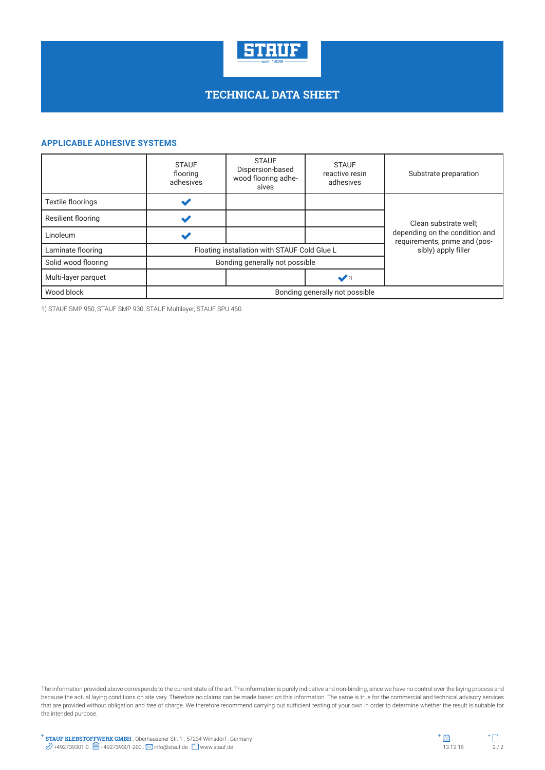# TECHNICAL DATA SHEET

## APPLICABLE ADHESIVE SYSTEMS

| | STAUF flooring adhesives | STAUF Dispersion-based wood flooring adhesives | STAUF reactive resin adhesives | Substrate preparation |
|---|---|---|---|---|
| Textile floorings | ✔ | | | Clean substrate well; depending on the condition and requirements, prime and (possibly) apply filler |
| Resilient flooring | ✔ | | | |
| Linoleum | ✔ | | | |
| Laminate flooring | Floating installation with STAUF Cold Glue L | | | |
| Solid wood flooring | Bonding generally not possible | | | |
| Multi-layer parquet | | | ✔ 2) | |
| Wood block | Bonding generally not possible | | | |

1) STAUF SMP 950, STAUF SMP 930, STAUF Multilayer, STAUF SPU 460.

The information provided above corresponds to the current state of the art. The information is purely indicative and non-binding, since we have no control over the laying process and because the actual laying conditions on site vary. Therefore no claims can be made based on this information. The same is true for the commercial and technical advisory services that are provided without obligation and free of charge. We therefore recommend carrying out sufficient testing of your own in order to determine whether the result is suitable for the intended purpose.

**STAUF KLEBSTOFFWERK GMBH** . Oberhausener Str. 1 . 57234 Wilnsdorf . Germany
+492739301-0 . +492739301-200 . info@stauf.de . www.stauf.de

13.12.18